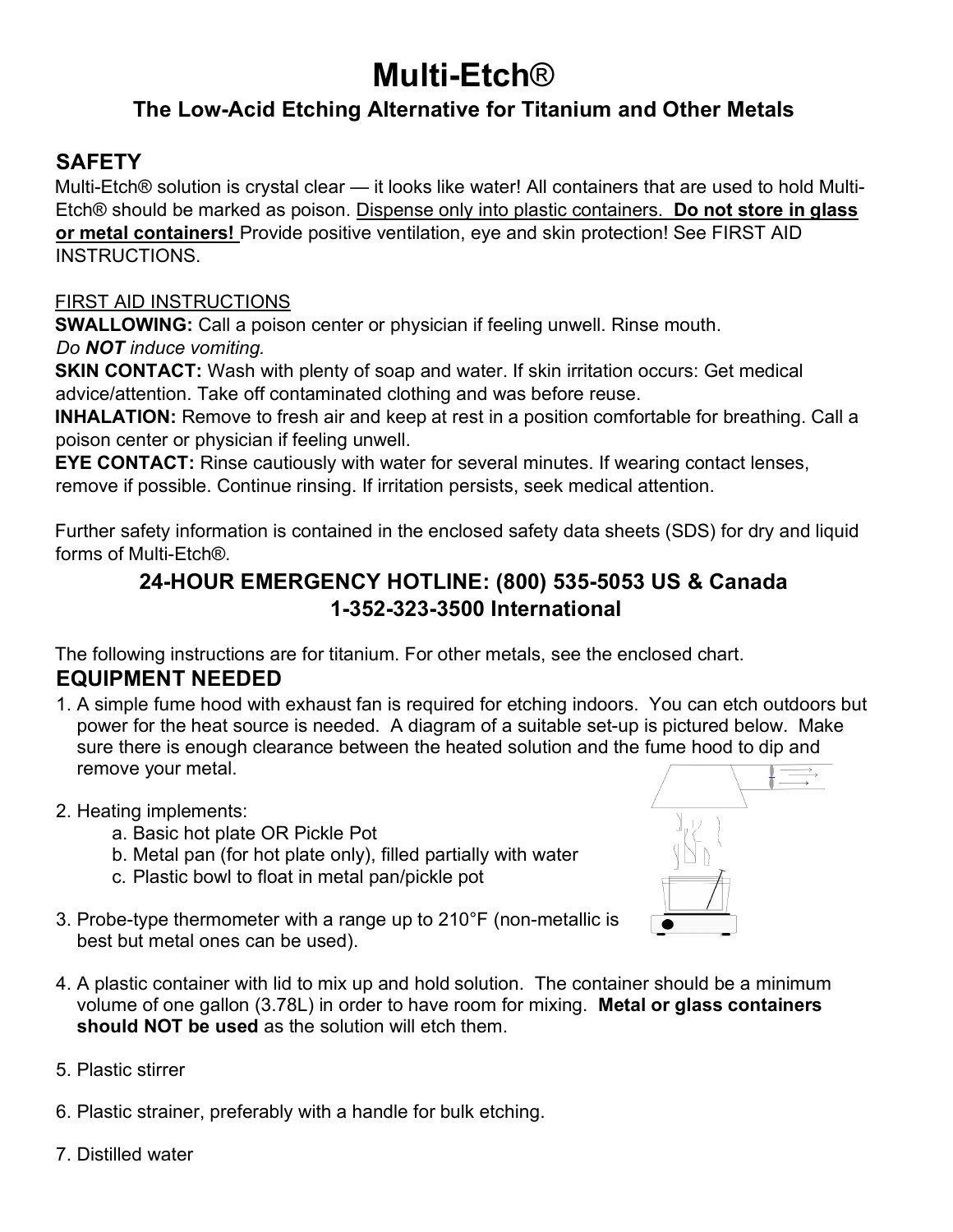# Multi-Etch®

## The Low-Acid Etching Alternative for Titanium and Other Metals

## SAFETY

Multi-Etch® solution is crystal clear — it looks like water! All containers that are used to hold Multi-Etch® should be marked as poison. Dispense only into plastic containers. **Do not store in glass or metal containers!** Provide positive ventilation, eye and skin protection! See FIRST AID INSTRUCTIONS.

FIRST AID INSTRUCTIONS

**SWALLOWING:** Call a poison center or physician if feeling unwell. Rinse mouth. *Do **NOT** induce vomiting.*

**SKIN CONTACT:** Wash with plenty of soap and water. If skin irritation occurs: Get medical advice/attention. Take off contaminated clothing and was before reuse.

**INHALATION:** Remove to fresh air and keep at rest in a position comfortable for breathing. Call a poison center or physician if feeling unwell.

**EYE CONTACT:** Rinse cautiously with water for several minutes. If wearing contact lenses, remove if possible. Continue rinsing. If irritation persists, seek medical attention.

Further safety information is contained in the enclosed safety data sheets (SDS) for dry and liquid forms of Multi-Etch®.

### 24-HOUR EMERGENCY HOTLINE: (800) 535-5053 US & Canada
### 1-352-323-3500 International

The following instructions are for titanium. For other metals, see the enclosed chart.

## EQUIPMENT NEEDED

1. A simple fume hood with exhaust fan is required for etching indoors. You can etch outdoors but power for the heat source is needed. A diagram of a suitable set-up is pictured below. Make sure there is enough clearance between the heated solution and the fume hood to dip and remove your metal.
2. Heating implements:
   a. Basic hot plate OR Pickle Pot
   b. Metal pan (for hot plate only), filled partially with water
   c. Plastic bowl to float in metal pan/pickle pot
3. Probe-type thermometer with a range up to 210°F (non-metallic is best but metal ones can be used).
4. A plastic container with lid to mix up and hold solution. The container should be a minimum volume of one gallon (3.78L) in order to have room for mixing. **Metal or glass containers should NOT be used** as the solution will etch them.
5. Plastic stirrer
6. Plastic strainer, preferably with a handle for bulk etching.
7. Distilled water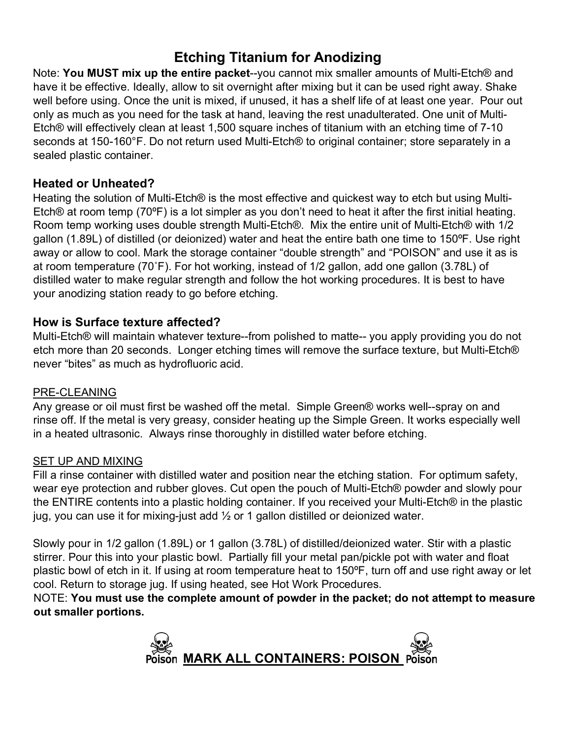# Etching Titanium for Anodizing

Note: **You MUST mix up the entire packet**--you cannot mix smaller amounts of Multi-Etch® and have it be effective. Ideally, allow to sit overnight after mixing but it can be used right away. Shake well before using. Once the unit is mixed, if unused, it has a shelf life of at least one year. Pour out only as much as you need for the task at hand, leaving the rest unadulterated. One unit of Multi-Etch® will effectively clean at least 1,500 square inches of titanium with an etching time of 7-10 seconds at 150-160°F. Do not return used Multi-Etch® to original container; store separately in a sealed plastic container.

## Heated or Unheated?

Heating the solution of Multi-Etch® is the most effective and quickest way to etch but using Multi-Etch® at room temp (70ºF) is a lot simpler as you don't need to heat it after the first initial heating. Room temp working uses double strength Multi-Etch®. Mix the entire unit of Multi-Etch® with 1/2 gallon (1.89L) of distilled (or deionized) water and heat the entire bath one time to 150ºF. Use right away or allow to cool. Mark the storage container "double strength" and "POISON" and use it as is at room temperature (70˚F). For hot working, instead of 1/2 gallon, add one gallon (3.78L) of distilled water to make regular strength and follow the hot working procedures. It is best to have your anodizing station ready to go before etching.

## How is Surface texture affected?

Multi-Etch® will maintain whatever texture--from polished to matte-- you apply providing you do not etch more than 20 seconds. Longer etching times will remove the surface texture, but Multi-Etch® never "bites" as much as hydrofluoric acid.

<u>PRE-CLEANING</u>

Any grease or oil must first be washed off the metal. Simple Green® works well--spray on and rinse off. If the metal is very greasy, consider heating up the Simple Green. It works especially well in a heated ultrasonic. Always rinse thoroughly in distilled water before etching.

<u>SET UP AND MIXING</u>

Fill a rinse container with distilled water and position near the etching station. For optimum safety, wear eye protection and rubber gloves. Cut open the pouch of Multi-Etch® powder and slowly pour the ENTIRE contents into a plastic holding container. If you received your Multi-Etch® in the plastic jug, you can use it for mixing-just add ½ or 1 gallon distilled or deionized water.

Slowly pour in 1/2 gallon (1.89L) or 1 gallon (3.78L) of distilled/deionized water. Stir with a plastic stirrer. Pour this into your plastic bowl. Partially fill your metal pan/pickle pot with water and float plastic bowl of etch in it. If using at room temperature heat to 150ºF, turn off and use right away or let cool. Return to storage jug. If using heated, see Hot Work Procedures.

NOTE: **You must use the complete amount of powder in the packet; do not attempt to measure out smaller portions.**

Poison **<u>MARK ALL CONTAINERS: POISON</u>** Poison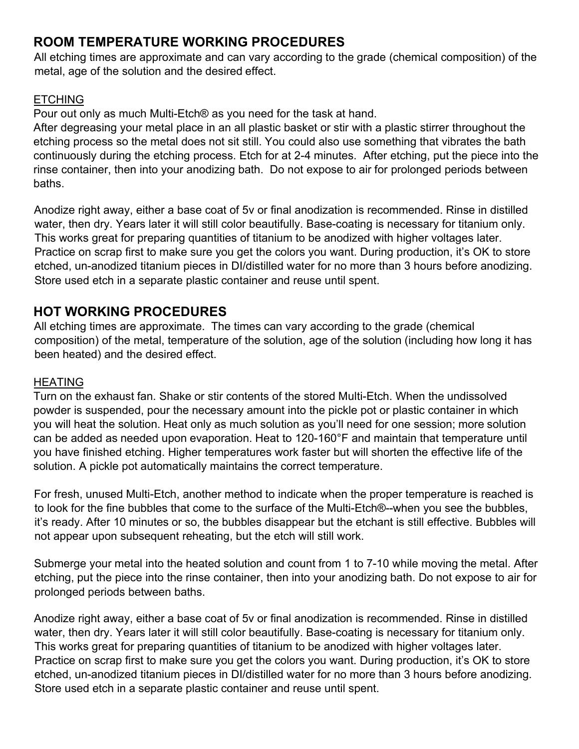## ROOM TEMPERATURE WORKING PROCEDURES

All etching times are approximate and can vary according to the grade (chemical composition) of the metal, age of the solution and the desired effect.

### ETCHING

Pour out only as much Multi-Etch® as you need for the task at hand.
After degreasing your metal place in an all plastic basket or stir with a plastic stirrer throughout the etching process so the metal does not sit still. You could also use something that vibrates the bath continuously during the etching process. Etch for at 2-4 minutes. After etching, put the piece into the rinse container, then into your anodizing bath. Do not expose to air for prolonged periods between baths.

Anodize right away, either a base coat of 5v or final anodization is recommended. Rinse in distilled water, then dry. Years later it will still color beautifully. Base-coating is necessary for titanium only. This works great for preparing quantities of titanium to be anodized with higher voltages later. Practice on scrap first to make sure you get the colors you want. During production, it's OK to store etched, un-anodized titanium pieces in DI/distilled water for no more than 3 hours before anodizing. Store used etch in a separate plastic container and reuse until spent.

## HOT WORKING PROCEDURES

All etching times are approximate. The times can vary according to the grade (chemical composition) of the metal, temperature of the solution, age of the solution (including how long it has been heated) and the desired effect.

### HEATING

Turn on the exhaust fan. Shake or stir contents of the stored Multi-Etch. When the undissolved powder is suspended, pour the necessary amount into the pickle pot or plastic container in which you will heat the solution. Heat only as much solution as you'll need for one session; more solution can be added as needed upon evaporation. Heat to 120-160°F and maintain that temperature until you have finished etching. Higher temperatures work faster but will shorten the effective life of the solution. A pickle pot automatically maintains the correct temperature.

For fresh, unused Multi-Etch, another method to indicate when the proper temperature is reached is to look for the fine bubbles that come to the surface of the Multi-Etch®--when you see the bubbles, it's ready. After 10 minutes or so, the bubbles disappear but the etchant is still effective. Bubbles will not appear upon subsequent reheating, but the etch will still work.

Submerge your metal into the heated solution and count from 1 to 7-10 while moving the metal. After etching, put the piece into the rinse container, then into your anodizing bath. Do not expose to air for prolonged periods between baths.

Anodize right away, either a base coat of 5v or final anodization is recommended. Rinse in distilled water, then dry. Years later it will still color beautifully. Base-coating is necessary for titanium only. This works great for preparing quantities of titanium to be anodized with higher voltages later. Practice on scrap first to make sure you get the colors you want. During production, it's OK to store etched, un-anodized titanium pieces in DI/distilled water for no more than 3 hours before anodizing. Store used etch in a separate plastic container and reuse until spent.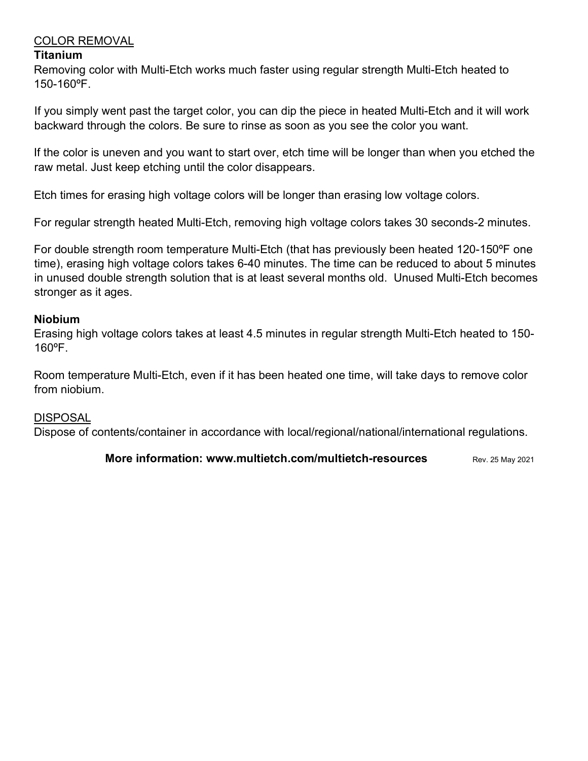## COLOR REMOVAL

### Titanium

Removing color with Multi-Etch works much faster using regular strength Multi-Etch heated to 150-160ºF.

If you simply went past the target color, you can dip the piece in heated Multi-Etch and it will work backward through the colors. Be sure to rinse as soon as you see the color you want.

If the color is uneven and you want to start over, etch time will be longer than when you etched the raw metal. Just keep etching until the color disappears.

Etch times for erasing high voltage colors will be longer than erasing low voltage colors.

For regular strength heated Multi-Etch, removing high voltage colors takes 30 seconds-2 minutes.

For double strength room temperature Multi-Etch (that has previously been heated 120-150ºF one time), erasing high voltage colors takes 6-40 minutes. The time can be reduced to about 5 minutes in unused double strength solution that is at least several months old. Unused Multi-Etch becomes stronger as it ages.

### Niobium

Erasing high voltage colors takes at least 4.5 minutes in regular strength Multi-Etch heated to 150-160ºF.

Room temperature Multi-Etch, even if it has been heated one time, will take days to remove color from niobium.

## DISPOSAL

Dispose of contents/container in accordance with local/regional/national/international regulations.

**More information: www.multietch.com/multietch-resources** Rev. 25 May 2021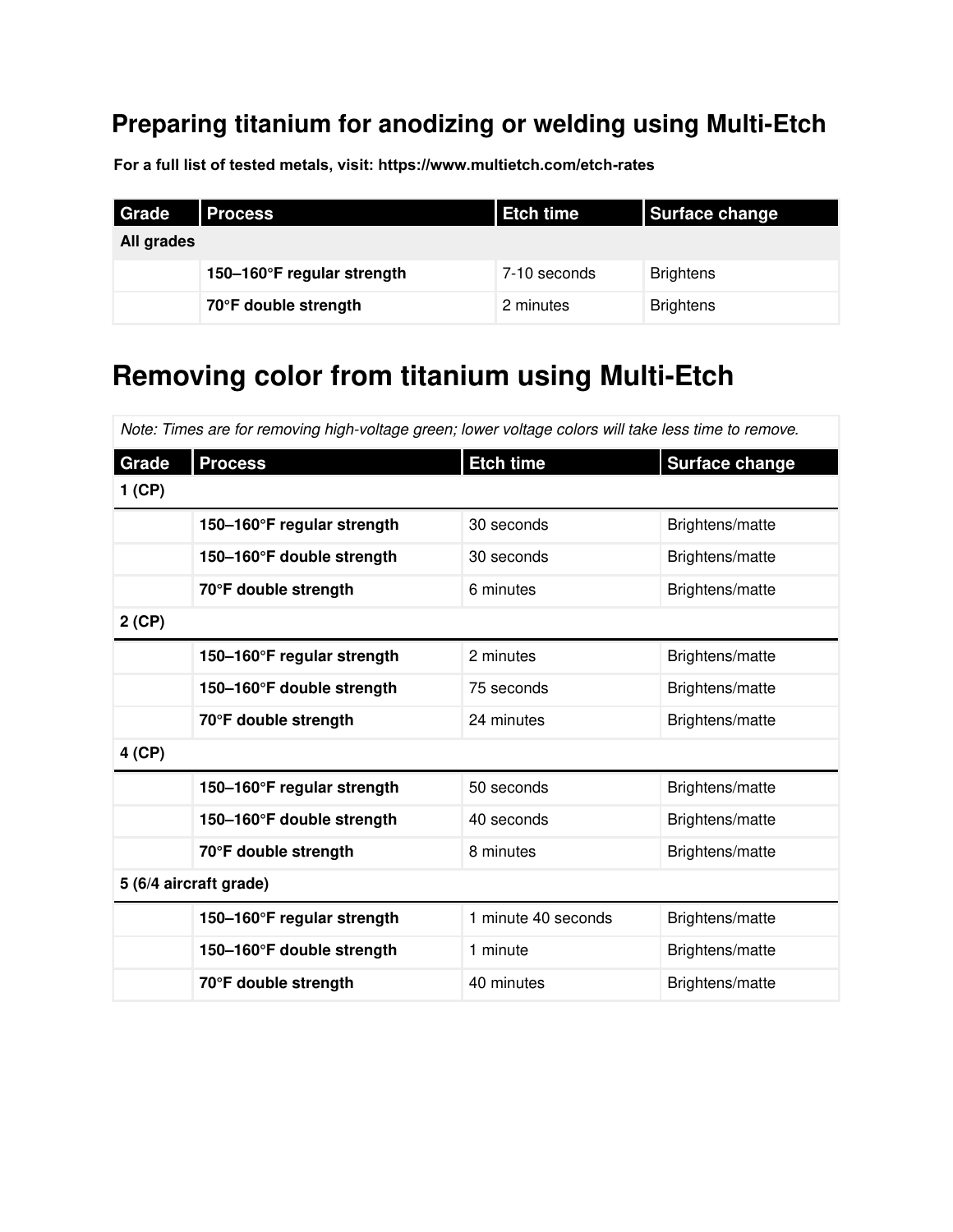## Preparing titanium for anodizing or welding using Multi-Etch

**For a full list of tested metals, visit: https://www.multietch.com/etch-rates**

| Grade | Process | Etch time | Surface change |
|---|---|---|---|
| **All grades** | | | |
| | **150–160°F regular strength** | 7-10 seconds | Brightens |
| | **70°F double strength** | 2 minutes | Brightens |

## Removing color from titanium using Multi-Etch

*Note: Times are for removing high-voltage green; lower voltage colors will take less time to remove.*

| Grade | Process | Etch time | Surface change |
|---|---|---|---|
| **1 (CP)** | | | |
| | **150–160°F regular strength** | 30 seconds | Brightens/matte |
| | **150–160°F double strength** | 30 seconds | Brightens/matte |
| | **70°F double strength** | 6 minutes | Brightens/matte |
| **2 (CP)** | | | |
| | **150–160°F regular strength** | 2 minutes | Brightens/matte |
| | **150–160°F double strength** | 75 seconds | Brightens/matte |
| | **70°F double strength** | 24 minutes | Brightens/matte |
| **4 (CP)** | | | |
| | **150–160°F regular strength** | 50 seconds | Brightens/matte |
| | **150–160°F double strength** | 40 seconds | Brightens/matte |
| | **70°F double strength** | 8 minutes | Brightens/matte |
| **5 (6/4 aircraft grade)** | | | |
| | **150–160°F regular strength** | 1 minute 40 seconds | Brightens/matte |
| | **150–160°F double strength** | 1 minute | Brightens/matte |
| | **70°F double strength** | 40 minutes | Brightens/matte |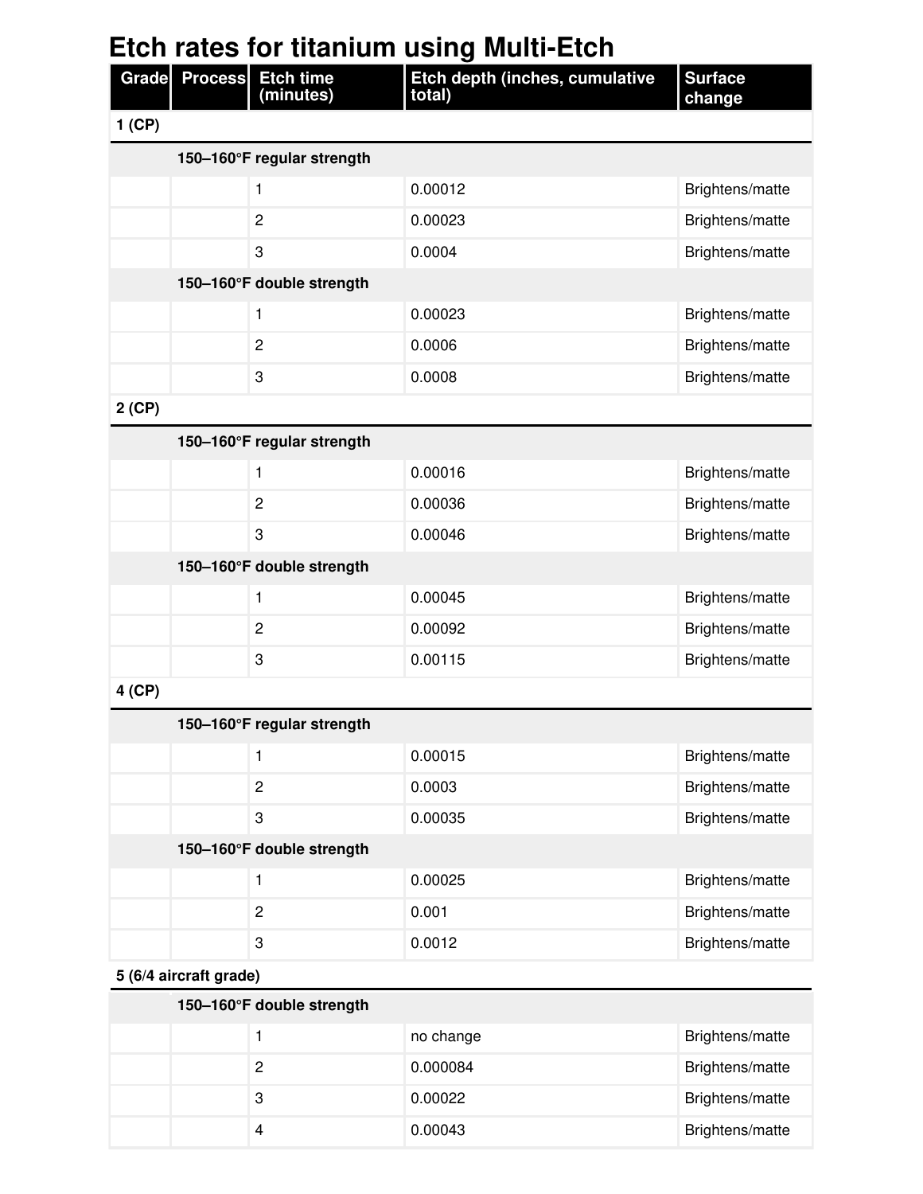# Etch rates for titanium using Multi-Etch

| Grade | Process | Etch time (minutes) | Etch depth (inches, cumulative total) | Surface change |
|---|---|---|---|---|
| **1 (CP)** | | | | |
| | **150–160°F regular strength** | | | |
| | | 1 | 0.00012 | Brightens/matte |
| | | 2 | 0.00023 | Brightens/matte |
| | | 3 | 0.0004 | Brightens/matte |
| | **150–160°F double strength** | | | |
| | | 1 | 0.00023 | Brightens/matte |
| | | 2 | 0.0006 | Brightens/matte |
| | | 3 | 0.0008 | Brightens/matte |
| **2 (CP)** | | | | |
| | **150–160°F regular strength** | | | |
| | | 1 | 0.00016 | Brightens/matte |
| | | 2 | 0.00036 | Brightens/matte |
| | | 3 | 0.00046 | Brightens/matte |
| | **150–160°F double strength** | | | |
| | | 1 | 0.00045 | Brightens/matte |
| | | 2 | 0.00092 | Brightens/matte |
| | | 3 | 0.00115 | Brightens/matte |
| **4 (CP)** | | | | |
| | **150–160°F regular strength** | | | |
| | | 1 | 0.00015 | Brightens/matte |
| | | 2 | 0.0003 | Brightens/matte |
| | | 3 | 0.00035 | Brightens/matte |
| | **150–160°F double strength** | | | |
| | | 1 | 0.00025 | Brightens/matte |
| | | 2 | 0.001 | Brightens/matte |
| | | 3 | 0.0012 | Brightens/matte |
| **5 (6/4 aircraft grade)** | | | | |
| | **150–160°F double strength** | | | |
| | | 1 | no change | Brightens/matte |
| | | 2 | 0.000084 | Brightens/matte |
| | | 3 | 0.00022 | Brightens/matte |
| | | 4 | 0.00043 | Brightens/matte |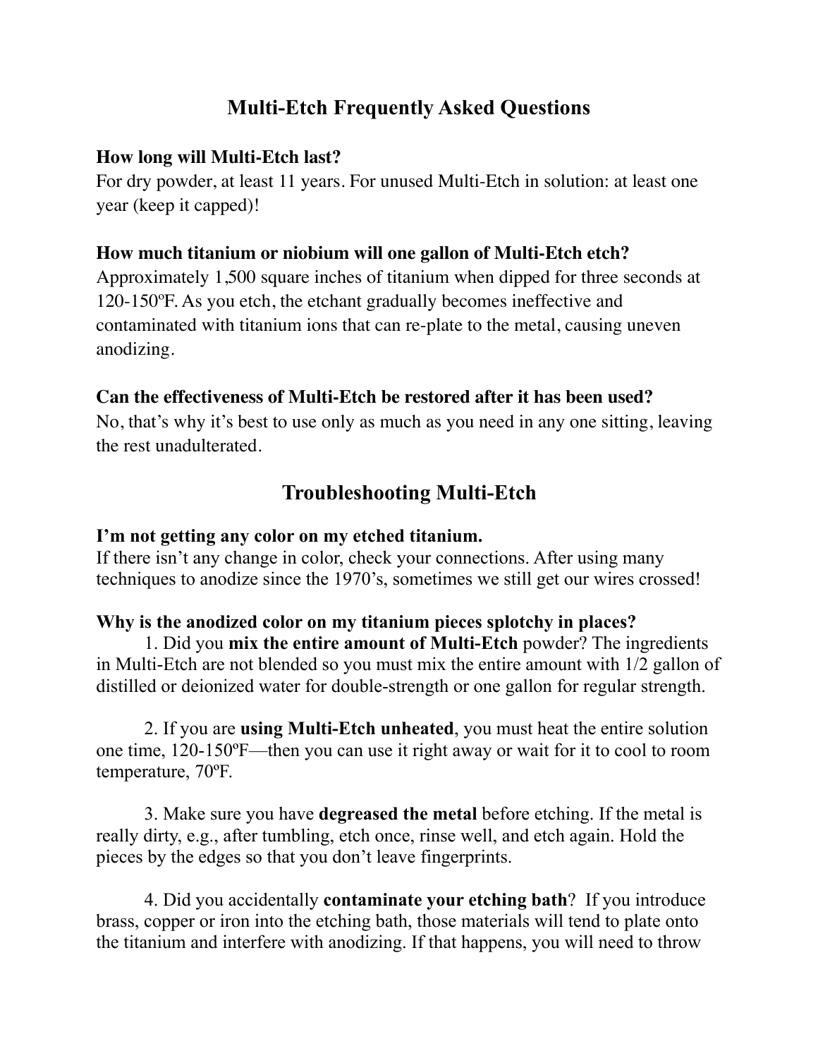## Multi-Etch Frequently Asked Questions

**How long will Multi-Etch last?**
For dry powder, at least 11 years. For unused Multi-Etch in solution: at least one year (keep it capped)!

**How much titanium or niobium will one gallon of Multi-Etch etch?**
Approximately 1,500 square inches of titanium when dipped for three seconds at 120-150ºF. As you etch, the etchant gradually becomes ineffective and contaminated with titanium ions that can re-plate to the metal, causing uneven anodizing.

**Can the effectiveness of Multi-Etch be restored after it has been used?**
No, that's why it's best to use only as much as you need in any one sitting, leaving the rest unadulterated.

## Troubleshooting Multi-Etch

**I'm not getting any color on my etched titanium.**
If there isn't any change in color, check your connections. After using many techniques to anodize since the 1970's, sometimes we still get our wires crossed!

**Why is the anodized color on my titanium pieces splotchy in places?**

1. Did you **mix the entire amount of Multi-Etch** powder? The ingredients in Multi-Etch are not blended so you must mix the entire amount with 1/2 gallon of distilled or deionized water for double-strength or one gallon for regular strength.

2. If you are **using Multi-Etch unheated**, you must heat the entire solution one time, 120-150ºF—then you can use it right away or wait for it to cool to room temperature, 70ºF.

3. Make sure you have **degreased the metal** before etching. If the metal is really dirty, e.g., after tumbling, etch once, rinse well, and etch again. Hold the pieces by the edges so that you don't leave fingerprints.

4. Did you accidentally **contaminate your etching bath**? If you introduce brass, copper or iron into the etching bath, those materials will tend to plate onto the titanium and interfere with anodizing. If that happens, you will need to throw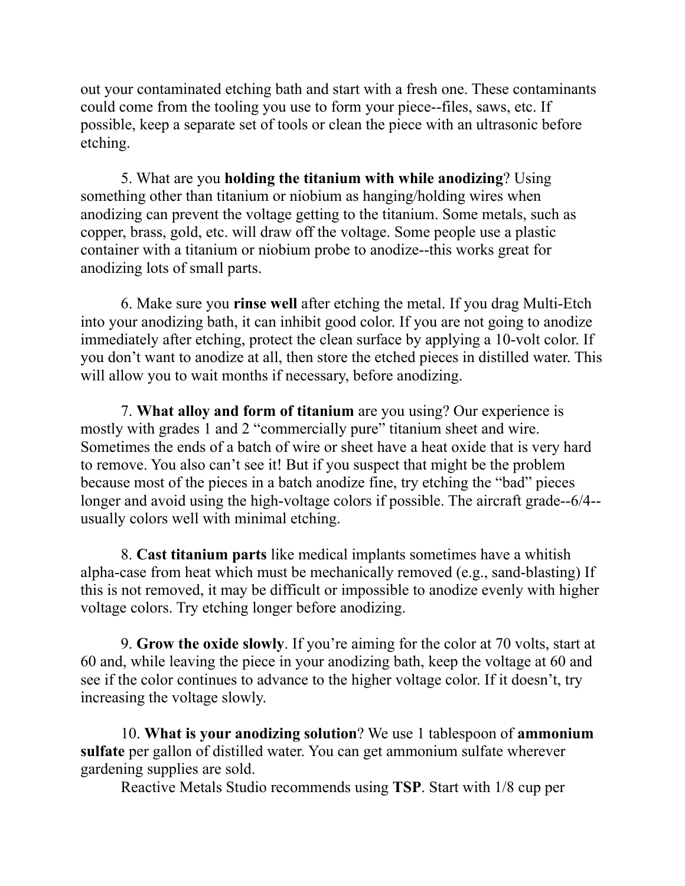out your contaminated etching bath and start with a fresh one. These contaminants could come from the tooling you use to form your piece--files, saws, etc. If possible, keep a separate set of tools or clean the piece with an ultrasonic before etching.

5. What are you **holding the titanium with while anodizing**? Using something other than titanium or niobium as hanging/holding wires when anodizing can prevent the voltage getting to the titanium. Some metals, such as copper, brass, gold, etc. will draw off the voltage. Some people use a plastic container with a titanium or niobium probe to anodize--this works great for anodizing lots of small parts.

6. Make sure you **rinse well** after etching the metal. If you drag Multi-Etch into your anodizing bath, it can inhibit good color. If you are not going to anodize immediately after etching, protect the clean surface by applying a 10-volt color. If you don't want to anodize at all, then store the etched pieces in distilled water. This will allow you to wait months if necessary, before anodizing.

7. **What alloy and form of titanium** are you using? Our experience is mostly with grades 1 and 2 "commercially pure" titanium sheet and wire. Sometimes the ends of a batch of wire or sheet have a heat oxide that is very hard to remove. You also can't see it! But if you suspect that might be the problem because most of the pieces in a batch anodize fine, try etching the "bad" pieces longer and avoid using the high-voltage colors if possible. The aircraft grade--6/4--usually colors well with minimal etching.

8. **Cast titanium parts** like medical implants sometimes have a whitish alpha-case from heat which must be mechanically removed (e.g., sand-blasting) If this is not removed, it may be difficult or impossible to anodize evenly with higher voltage colors. Try etching longer before anodizing.

9. **Grow the oxide slowly**. If you're aiming for the color at 70 volts, start at 60 and, while leaving the piece in your anodizing bath, keep the voltage at 60 and see if the color continues to advance to the higher voltage color. If it doesn't, try increasing the voltage slowly.

10. **What is your anodizing solution**? We use 1 tablespoon of **ammonium sulfate** per gallon of distilled water. You can get ammonium sulfate wherever gardening supplies are sold.

Reactive Metals Studio recommends using **TSP**. Start with 1/8 cup per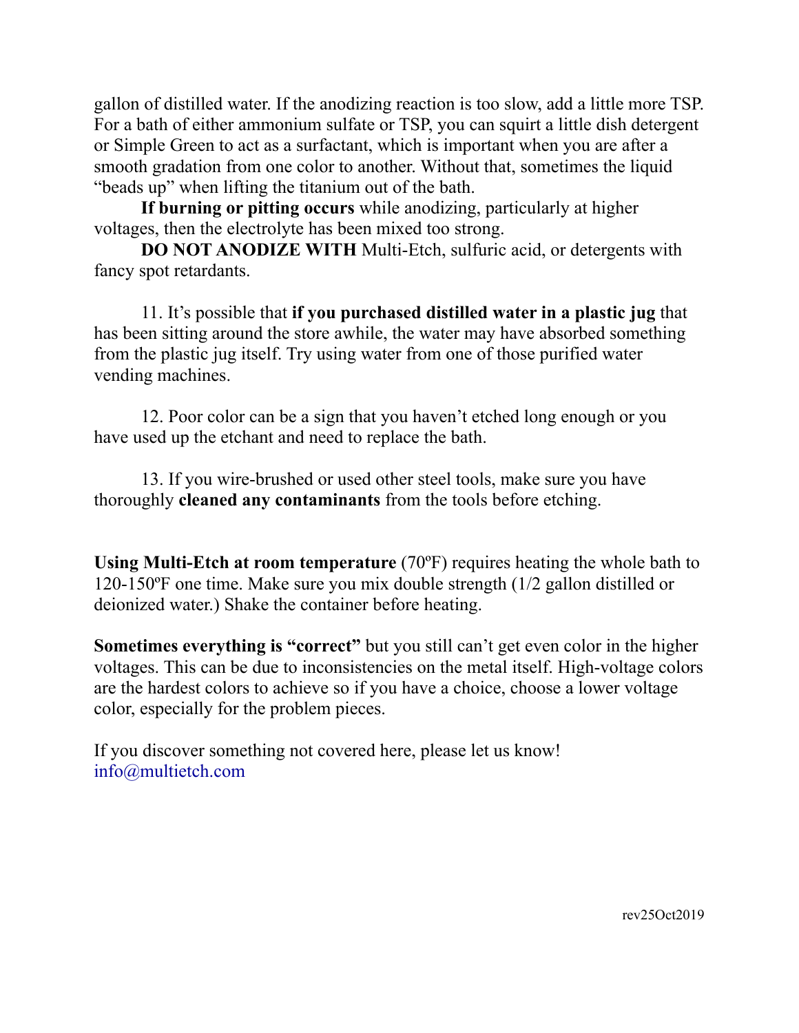gallon of distilled water. If the anodizing reaction is too slow, add a little more TSP. For a bath of either ammonium sulfate or TSP, you can squirt a little dish detergent or Simple Green to act as a surfactant, which is important when you are after a smooth gradation from one color to another. Without that, sometimes the liquid "beads up" when lifting the titanium out of the bath.

**If burning or pitting occurs** while anodizing, particularly at higher voltages, then the electrolyte has been mixed too strong.

**DO NOT ANODIZE WITH** Multi-Etch, sulfuric acid, or detergents with fancy spot retardants.

11. It's possible that **if you purchased distilled water in a plastic jug** that has been sitting around the store awhile, the water may have absorbed something from the plastic jug itself. Try using water from one of those purified water vending machines.

12. Poor color can be a sign that you haven't etched long enough or you have used up the etchant and need to replace the bath.

13. If you wire-brushed or used other steel tools, make sure you have thoroughly **cleaned any contaminants** from the tools before etching.

**Using Multi-Etch at room temperature** (70ºF) requires heating the whole bath to 120-150ºF one time. Make sure you mix double strength (1/2 gallon distilled or deionized water.) Shake the container before heating.

**Sometimes everything is "correct"** but you still can't get even color in the higher voltages. This can be due to inconsistencies on the metal itself. High-voltage colors are the hardest colors to achieve so if you have a choice, choose a lower voltage color, especially for the problem pieces.

If you discover something not covered here, please let us know!
info@multietch.com

rev25Oct2019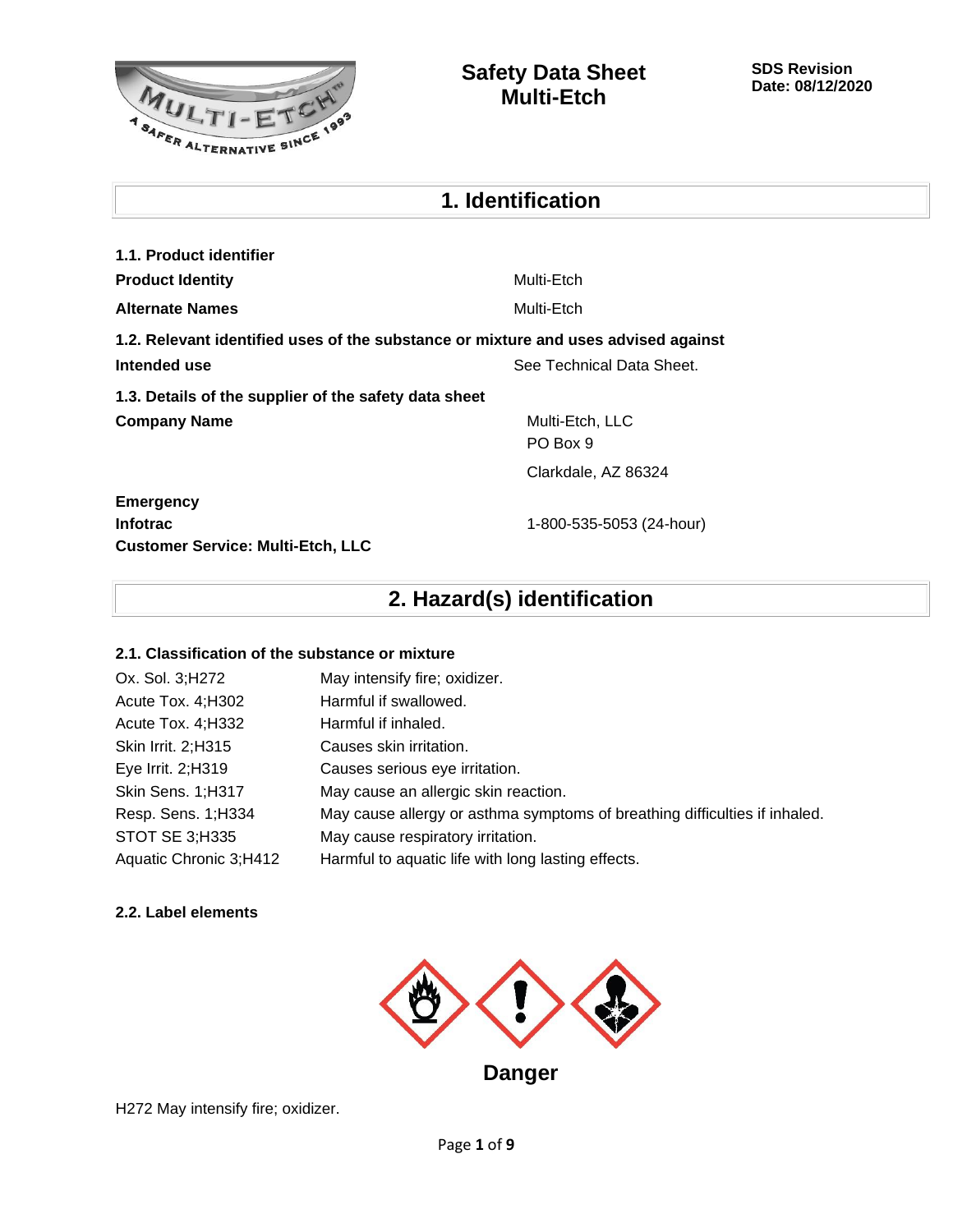# Safety Data Sheet
# Multi-Etch

**SDS Revision Date: 08/12/2020**

## 1. Identification

**1.1. Product identifier**

| | |
|---|---|
| **Product Identity** | Multi-Etch |
| **Alternate Names** | Multi-Etch |

**1.2. Relevant identified uses of the substance or mixture and uses advised against**

| | |
|---|---|
| **Intended use** | See Technical Data Sheet. |

**1.3. Details of the supplier of the safety data sheet**

| | |
|---|---|
| **Company Name** | Multi-Etch, LLC<br>PO Box 9<br>Clarkdale, AZ 86324 |

**Emergency**

| | |
|---|---|
| **Infotrac** | 1-800-535-5053 (24-hour) |

**Customer Service: Multi-Etch, LLC**

## 2. Hazard(s) identification

**2.1. Classification of the substance or mixture**

| | |
|---|---|
| Ox. Sol. 3;H272 | May intensify fire; oxidizer. |
| Acute Tox. 4;H302 | Harmful if swallowed. |
| Acute Tox. 4;H332 | Harmful if inhaled. |
| Skin Irrit. 2;H315 | Causes skin irritation. |
| Eye Irrit. 2;H319 | Causes serious eye irritation. |
| Skin Sens. 1;H317 | May cause an allergic skin reaction. |
| Resp. Sens. 1;H334 | May cause allergy or asthma symptoms of breathing difficulties if inhaled. |
| STOT SE 3;H335 | May cause respiratory irritation. |
| Aquatic Chronic 3;H412 | Harmful to aquatic life with long lasting effects. |

**2.2. Label elements**

**Danger**

H272 May intensify fire; oxidizer.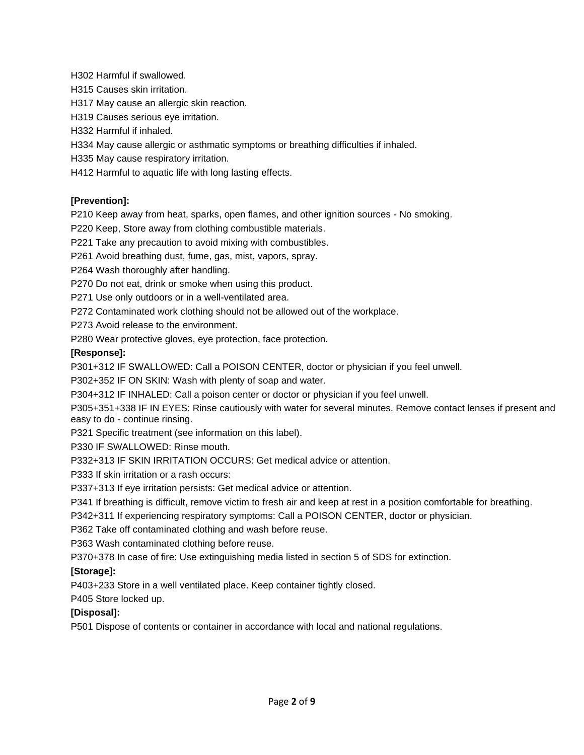H302 Harmful if swallowed.

H315 Causes skin irritation.

H317 May cause an allergic skin reaction.

H319 Causes serious eye irritation.

H332 Harmful if inhaled.

H334 May cause allergic or asthmatic symptoms or breathing difficulties if inhaled.

H335 May cause respiratory irritation.

H412 Harmful to aquatic life with long lasting effects.

**[Prevention]:**

P210 Keep away from heat, sparks, open flames, and other ignition sources - No smoking.

P220 Keep, Store away from clothing combustible materials.

P221 Take any precaution to avoid mixing with combustibles.

P261 Avoid breathing dust, fume, gas, mist, vapors, spray.

P264 Wash thoroughly after handling.

P270 Do not eat, drink or smoke when using this product.

P271 Use only outdoors or in a well-ventilated area.

P272 Contaminated work clothing should not be allowed out of the workplace.

P273 Avoid release to the environment.

P280 Wear protective gloves, eye protection, face protection.

**[Response]:**

P301+312 IF SWALLOWED: Call a POISON CENTER, doctor or physician if you feel unwell.

P302+352 IF ON SKIN: Wash with plenty of soap and water.

P304+312 IF INHALED: Call a poison center or doctor or physician if you feel unwell.

P305+351+338 IF IN EYES: Rinse cautiously with water for several minutes. Remove contact lenses if present and easy to do - continue rinsing.

P321 Specific treatment (see information on this label).

P330 IF SWALLOWED: Rinse mouth.

P332+313 IF SKIN IRRITATION OCCURS: Get medical advice or attention.

P333 If skin irritation or a rash occurs:

P337+313 If eye irritation persists: Get medical advice or attention.

P341 If breathing is difficult, remove victim to fresh air and keep at rest in a position comfortable for breathing.

P342+311 If experiencing respiratory symptoms: Call a POISON CENTER, doctor or physician.

P362 Take off contaminated clothing and wash before reuse.

P363 Wash contaminated clothing before reuse.

P370+378 In case of fire: Use extinguishing media listed in section 5 of SDS for extinction.

**[Storage]:**

P403+233 Store in a well ventilated place. Keep container tightly closed.

P405 Store locked up.

**[Disposal]:**

P501 Dispose of contents or container in accordance with local and national regulations.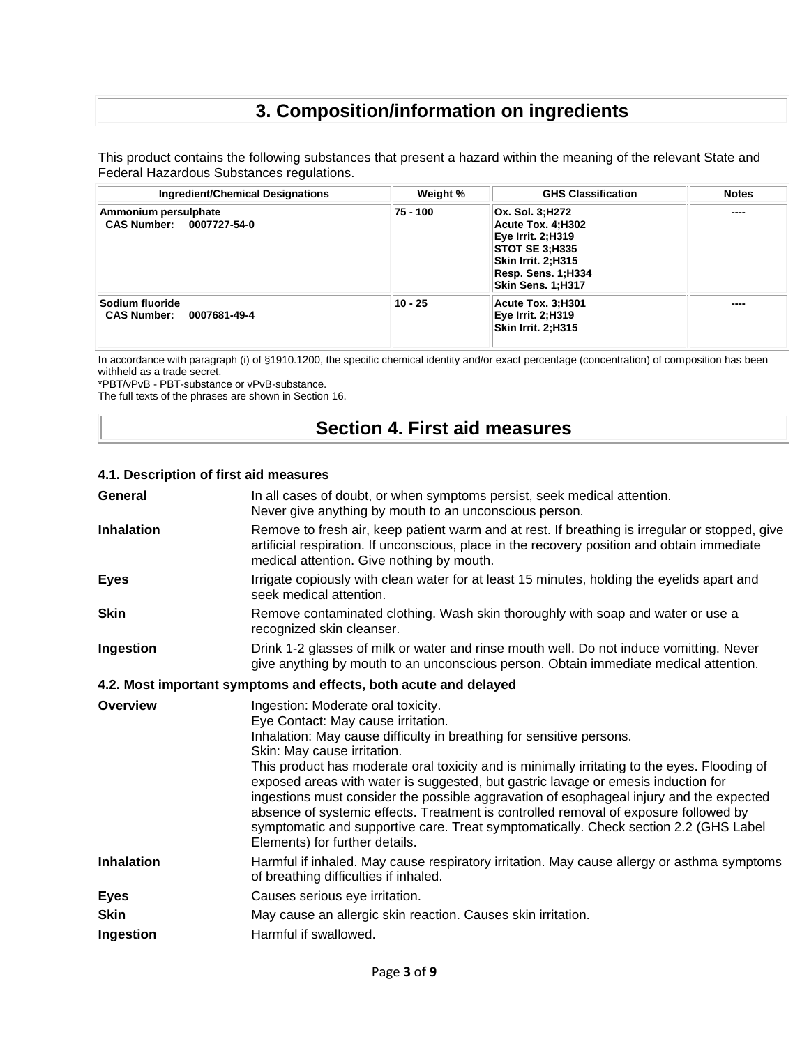# 3. Composition/information on ingredients

This product contains the following substances that present a hazard within the meaning of the relevant State and Federal Hazardous Substances regulations.

| Ingredient/Chemical Designations | Weight % | GHS Classification | Notes |
|---|---|---|---|
| **Ammonium persulphate**<br>**CAS Number: 0007727-54-0** | **75 - 100** | **Ox. Sol. 3;H272**<br>**Acute Tox. 4;H302**<br>**Eye Irrit. 2;H319**<br>**STOT SE 3;H335**<br>**Skin Irrit. 2;H315**<br>**Resp. Sens. 1;H334**<br>**Skin Sens. 1;H317** | ---- |
| **Sodium fluoride**<br>**CAS Number: 0007681-49-4** | **10 - 25** | **Acute Tox. 3;H301**<br>**Eye Irrit. 2;H319**<br>**Skin Irrit. 2;H315** | ---- |

In accordance with paragraph (i) of §1910.1200, the specific chemical identity and/or exact percentage (concentration) of composition has been withheld as a trade secret.
*PBT/vPvB - PBT-substance or vPvB-substance.
The full texts of the phrases are shown in Section 16.

# Section 4. First aid measures

### 4.1. Description of first aid measures

**General** In all cases of doubt, or when symptoms persist, seek medical attention. Never give anything by mouth to an unconscious person.

**Inhalation** Remove to fresh air, keep patient warm and at rest. If breathing is irregular or stopped, give artificial respiration. If unconscious, place in the recovery position and obtain immediate medical attention. Give nothing by mouth.

**Eyes** Irrigate copiously with clean water for at least 15 minutes, holding the eyelids apart and seek medical attention.

**Skin** Remove contaminated clothing. Wash skin thoroughly with soap and water or use a recognized skin cleanser.

**Ingestion** Drink 1-2 glasses of milk or water and rinse mouth well. Do not induce vomitting. Never give anything by mouth to an unconscious person. Obtain immediate medical attention.

### 4.2. Most important symptoms and effects, both acute and delayed

**Overview** Ingestion: Moderate oral toxicity.
Eye Contact: May cause irritation.
Inhalation: May cause difficulty in breathing for sensitive persons.
Skin: May cause irritation.
This product has moderate oral toxicity and is minimally irritating to the eyes. Flooding of exposed areas with water is suggested, but gastric lavage or emesis induction for ingestions must consider the possible aggravation of esophageal injury and the expected absence of systemic effects. Treatment is controlled removal of exposure followed by symptomatic and supportive care. Treat symptomatically. Check section 2.2 (GHS Label Elements) for further details.

**Inhalation** Harmful if inhaled. May cause respiratory irritation. May cause allergy or asthma symptoms of breathing difficulties if inhaled.

**Eyes** Causes serious eye irritation.

**Skin** May cause an allergic skin reaction. Causes skin irritation.

**Ingestion** Harmful if swallowed.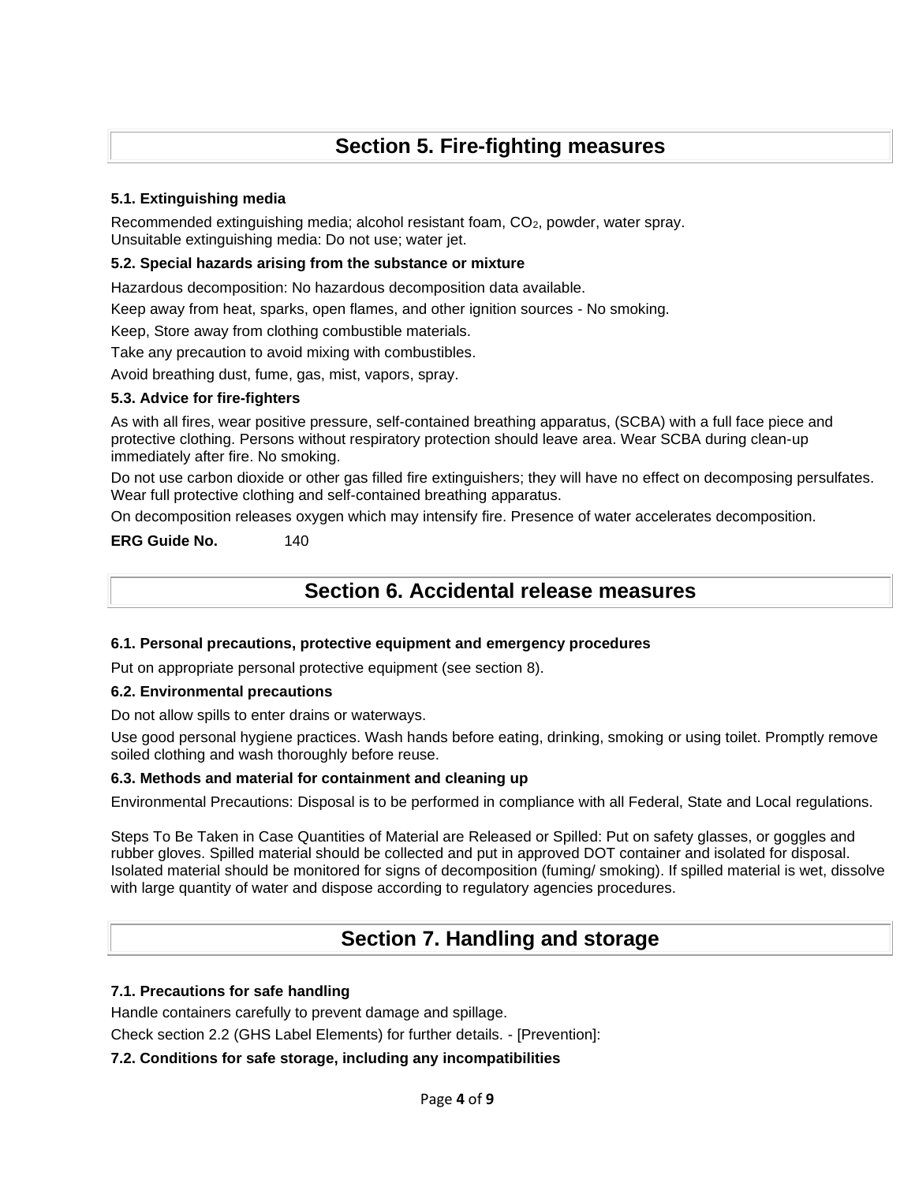## Section 5. Fire-fighting measures

### 5.1. Extinguishing media

Recommended extinguishing media; alcohol resistant foam, $CO_2$, powder, water spray.
Unsuitable extinguishing media: Do not use; water jet.

### 5.2. Special hazards arising from the substance or mixture

Hazardous decomposition: No hazardous decomposition data available.

Keep away from heat, sparks, open flames, and other ignition sources - No smoking.

Keep, Store away from clothing combustible materials.

Take any precaution to avoid mixing with combustibles.

Avoid breathing dust, fume, gas, mist, vapors, spray.

### 5.3. Advice for fire-fighters

As with all fires, wear positive pressure, self-contained breathing apparatus, (SCBA) with a full face piece and protective clothing. Persons without respiratory protection should leave area. Wear SCBA during clean-up immediately after fire. No smoking.

Do not use carbon dioxide or other gas filled fire extinguishers; they will have no effect on decomposing persulfates. Wear full protective clothing and self-contained breathing apparatus.

On decomposition releases oxygen which may intensify fire. Presence of water accelerates decomposition.

**ERG Guide No.** 140

## Section 6. Accidental release measures

### 6.1. Personal precautions, protective equipment and emergency procedures

Put on appropriate personal protective equipment (see section 8).

### 6.2. Environmental precautions

Do not allow spills to enter drains or waterways.

Use good personal hygiene practices. Wash hands before eating, drinking, smoking or using toilet. Promptly remove soiled clothing and wash thoroughly before reuse.

### 6.3. Methods and material for containment and cleaning up

Environmental Precautions: Disposal is to be performed in compliance with all Federal, State and Local regulations.

Steps To Be Taken in Case Quantities of Material are Released or Spilled: Put on safety glasses, or goggles and rubber gloves. Spilled material should be collected and put in approved DOT container and isolated for disposal. Isolated material should be monitored for signs of decomposition (fuming/ smoking). If spilled material is wet, dissolve with large quantity of water and dispose according to regulatory agencies procedures.

## Section 7. Handling and storage

### 7.1. Precautions for safe handling

Handle containers carefully to prevent damage and spillage.

Check section 2.2 (GHS Label Elements) for further details. - [Prevention]:

### 7.2. Conditions for safe storage, including any incompatibilities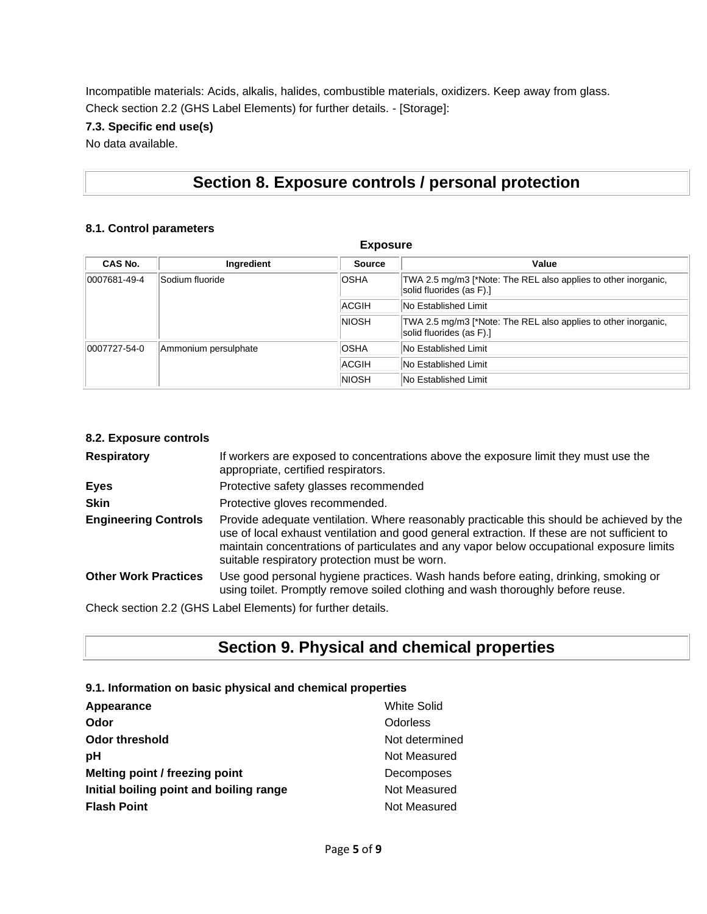Incompatible materials: Acids, alkalis, halides, combustible materials, oxidizers. Keep away from glass.

Check section 2.2 (GHS Label Elements) for further details. - [Storage]:

### 7.3. Specific end use(s)

No data available.

## Section 8. Exposure controls / personal protection

### 8.1. Control parameters

**Exposure**

| CAS No. | Ingredient | Source | Value |
|---|---|---|---|
| 0007681-49-4 | Sodium fluoride | OSHA | TWA 2.5 mg/m3 [*Note: The REL also applies to other inorganic, solid fluorides (as F).] |
| | | ACGIH | No Established Limit |
| | | NIOSH | TWA 2.5 mg/m3 [*Note: The REL also applies to other inorganic, solid fluorides (as F).] |
| 0007727-54-0 | Ammonium persulphate | OSHA | No Established Limit |
| | | ACGIH | No Established Limit |
| | | NIOSH | No Established Limit |

### 8.2. Exposure controls

**Respiratory** If workers are exposed to concentrations above the exposure limit they must use the appropriate, certified respirators.

**Eyes** Protective safety glasses recommended

**Skin** Protective gloves recommended.

**Engineering Controls** Provide adequate ventilation. Where reasonably practicable this should be achieved by the use of local exhaust ventilation and good general extraction. If these are not sufficient to maintain concentrations of particulates and any vapor below occupational exposure limits suitable respiratory protection must be worn.

**Other Work Practices** Use good personal hygiene practices. Wash hands before eating, drinking, smoking or using toilet. Promptly remove soiled clothing and wash thoroughly before reuse.

Check section 2.2 (GHS Label Elements) for further details.

## Section 9. Physical and chemical properties

### 9.1. Information on basic physical and chemical properties

**Appearance** White Solid

**Odor** Odorless

**Odor threshold** Not determined

**pH** Not Measured

**Melting point / freezing point** Decomposes

**Initial boiling point and boiling range** Not Measured

**Flash Point** Not Measured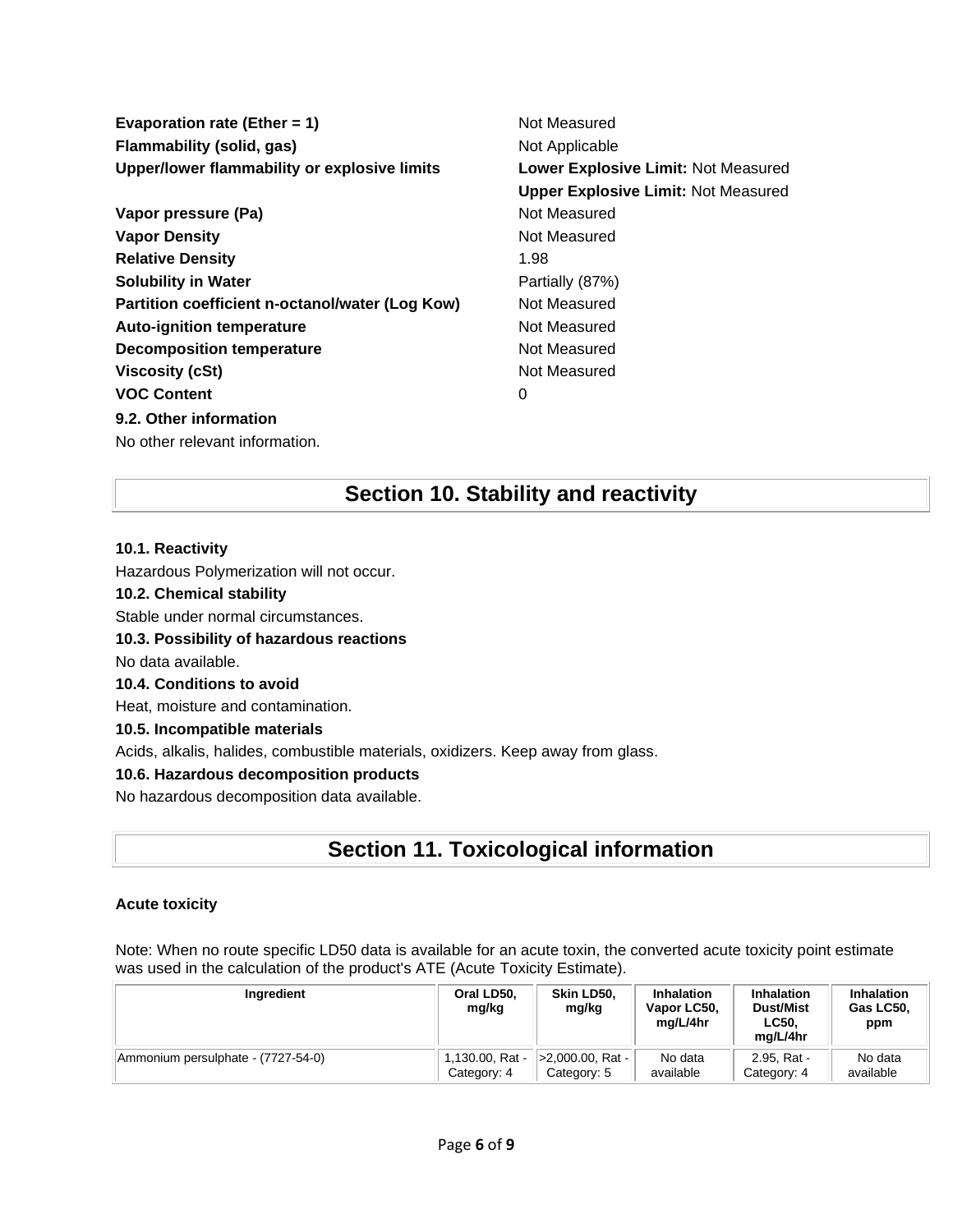| | |
|---|---|
| **Evaporation rate (Ether = 1)** | Not Measured |
| **Flammability (solid, gas)** | Not Applicable |
| **Upper/lower flammability or explosive limits** | **Lower Explosive Limit:** Not Measured<br>**Upper Explosive Limit:** Not Measured |
| **Vapor pressure (Pa)** | Not Measured |
| **Vapor Density** | Not Measured |
| **Relative Density** | 1.98 |
| **Solubility in Water** | Partially (87%) |
| **Partition coefficient n-octanol/water (Log Kow)** | Not Measured |
| **Auto-ignition temperature** | Not Measured |
| **Decomposition temperature** | Not Measured |
| **Viscosity (cSt)** | Not Measured |
| **VOC Content** | 0 |

**9.2. Other information**

No other relevant information.

## Section 10. Stability and reactivity

**10.1. Reactivity**

Hazardous Polymerization will not occur.

**10.2. Chemical stability**

Stable under normal circumstances.

**10.3. Possibility of hazardous reactions**

No data available.

**10.4. Conditions to avoid**

Heat, moisture and contamination.

**10.5. Incompatible materials**

Acids, alkalis, halides, combustible materials, oxidizers. Keep away from glass.

**10.6. Hazardous decomposition products**

No hazardous decomposition data available.

## Section 11. Toxicological information

**Acute toxicity**

Note: When no route specific LD50 data is available for an acute toxin, the converted acute toxicity point estimate was used in the calculation of the product's ATE (Acute Toxicity Estimate).

| Ingredient | Oral LD50, mg/kg | Skin LD50, mg/kg | Inhalation Vapor LC50, mg/L/4hr | Inhalation Dust/Mist LC50, mg/L/4hr | Inhalation Gas LC50, ppm |
|---|---|---|---|---|---|
| Ammonium persulphate - (7727-54-0) | 1,130.00, Rat - Category: 4 | >2,000.00, Rat - Category: 5 | No data available | 2.95, Rat - Category: 4 | No data available |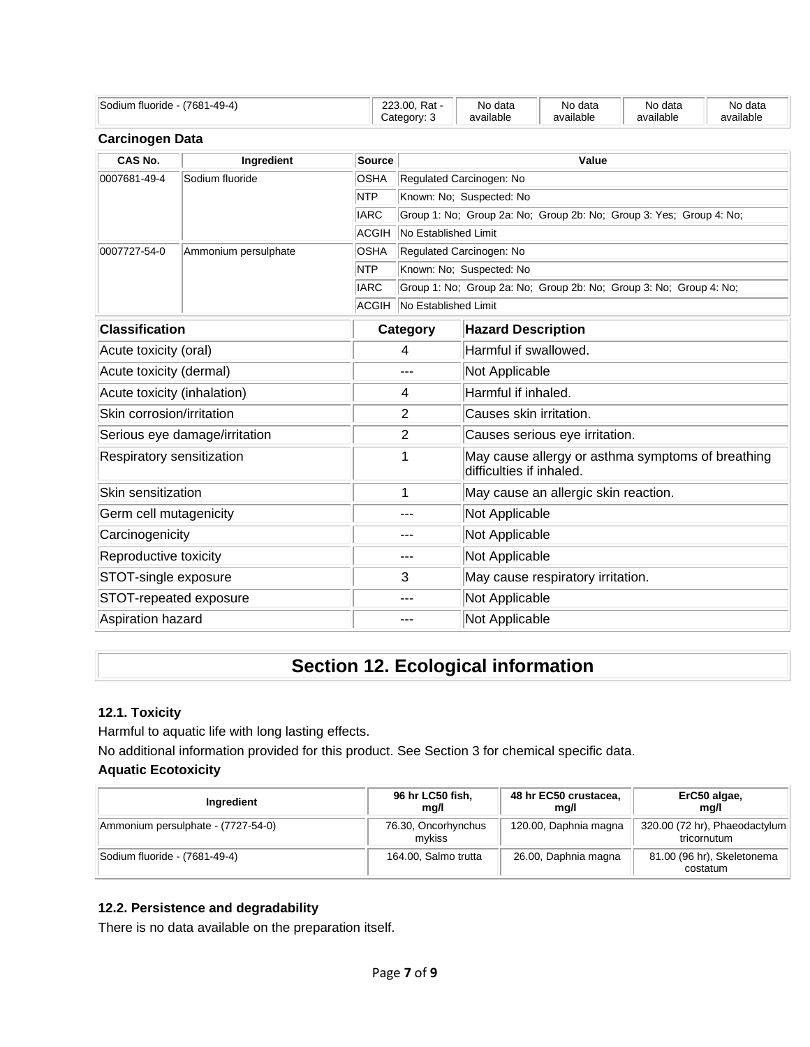| Sodium fluoride - (7681-49-4) | 223.00, Rat - Category: 3 | No data available | No data available | No data available | No data available |
|---|---|---|---|---|---|

**Carcinogen Data**

| CAS No. | Ingredient | Source | Value |
|---|---|---|---|
| 0007681-49-4 | Sodium fluoride | OSHA | Regulated Carcinogen: No |
| | | NTP | Known: No; Suspected: No |
| | | IARC | Group 1: No; Group 2a: No; Group 2b: No; Group 3: Yes; Group 4: No; |
| | | ACGIH | No Established Limit |
| 0007727-54-0 | Ammonium persulphate | OSHA | Regulated Carcinogen: No |
| | | NTP | Known: No; Suspected: No |
| | | IARC | Group 1: No; Group 2a: No; Group 2b: No; Group 3: No; Group 4: No; |
| | | ACGIH | No Established Limit |

| Classification | Category | Hazard Description |
|---|---|---|
| Acute toxicity (oral) | 4 | Harmful if swallowed. |
| Acute toxicity (dermal) | --- | Not Applicable |
| Acute toxicity (inhalation) | 4 | Harmful if inhaled. |
| Skin corrosion/irritation | 2 | Causes skin irritation. |
| Serious eye damage/irritation | 2 | Causes serious eye irritation. |
| Respiratory sensitization | 1 | May cause allergy or asthma symptoms of breathing difficulties if inhaled. |
| Skin sensitization | 1 | May cause an allergic skin reaction. |
| Germ cell mutagenicity | --- | Not Applicable |
| Carcinogenicity | --- | Not Applicable |
| Reproductive toxicity | --- | Not Applicable |
| STOT-single exposure | 3 | May cause respiratory irritation. |
| STOT-repeated exposure | --- | Not Applicable |
| Aspiration hazard | --- | Not Applicable |

# Section 12. Ecological information

### 12.1. Toxicity

Harmful to aquatic life with long lasting effects.

No additional information provided for this product. See Section 3 for chemical specific data.

**Aquatic Ecotoxicity**

| Ingredient | 96 hr LC50 fish, mg/l | 48 hr EC50 crustacea, mg/l | ErC50 algae, mg/l |
|---|---|---|---|
| Ammonium persulphate - (7727-54-0) | 76.30, Oncorhynchus mykiss | 120.00, Daphnia magna | 320.00 (72 hr), Phaeodactylum tricornutum |
| Sodium fluoride - (7681-49-4) | 164.00, Salmo trutta | 26.00, Daphnia magna | 81.00 (96 hr), Skeletonema costatum |

### 12.2. Persistence and degradability

There is no data available on the preparation itself.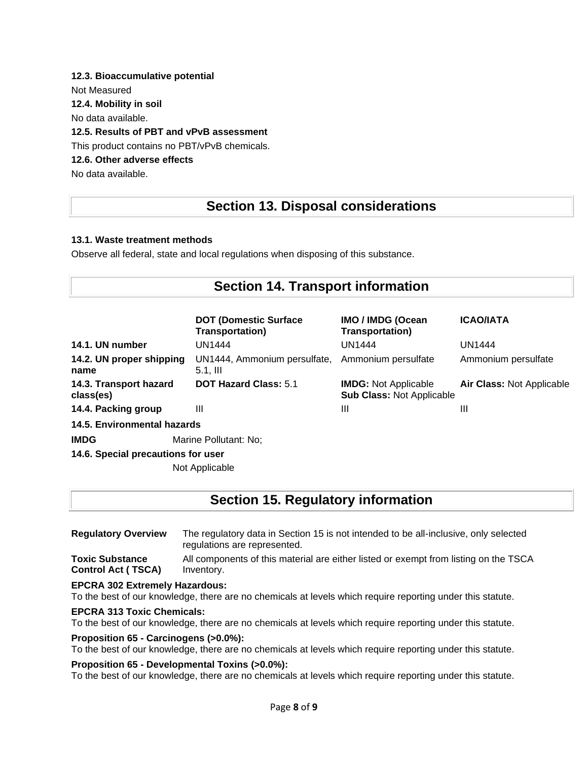**12.3. Bioaccumulative potential**

Not Measured

**12.4. Mobility in soil**

No data available.

**12.5. Results of PBT and vPvB assessment**

This product contains no PBT/vPvB chemicals.

**12.6. Other adverse effects**

No data available.

## Section 13. Disposal considerations

**13.1. Waste treatment methods**

Observe all federal, state and local regulations when disposing of this substance.

## Section 14. Transport information

| | DOT (Domestic Surface Transportation) | IMO / IMDG (Ocean Transportation) | ICAO/IATA |
|---|---|---|---|
| **14.1. UN number** | UN1444 | UN1444 | UN1444 |
| **14.2. UN proper shipping name** | UN1444, Ammonium persulfate, 5.1, III | Ammonium persulfate | Ammonium persulfate |
| **14.3. Transport hazard class(es)** | **DOT Hazard Class:** 5.1 | **IMDG:** Not Applicable<br>**Sub Class:** Not Applicable | **Air Class:** Not Applicable |
| **14.4. Packing group** | III | III | III |

**14.5. Environmental hazards**

**IMDG** Marine Pollutant: No;

**14.6. Special precautions for user**

Not Applicable

## Section 15. Regulatory information

**Regulatory Overview** The regulatory data in Section 15 is not intended to be all-inclusive, only selected regulations are represented.

**Toxic Substance Control Act ( TSCA)** All components of this material are either listed or exempt from listing on the TSCA Inventory.

**EPCRA 302 Extremely Hazardous:**
To the best of our knowledge, there are no chemicals at levels which require reporting under this statute.

**EPCRA 313 Toxic Chemicals:**
To the best of our knowledge, there are no chemicals at levels which require reporting under this statute.

**Proposition 65 - Carcinogens (>0.0%):**
To the best of our knowledge, there are no chemicals at levels which require reporting under this statute.

**Proposition 65 - Developmental Toxins (>0.0%):**
To the best of our knowledge, there are no chemicals at levels which require reporting under this statute.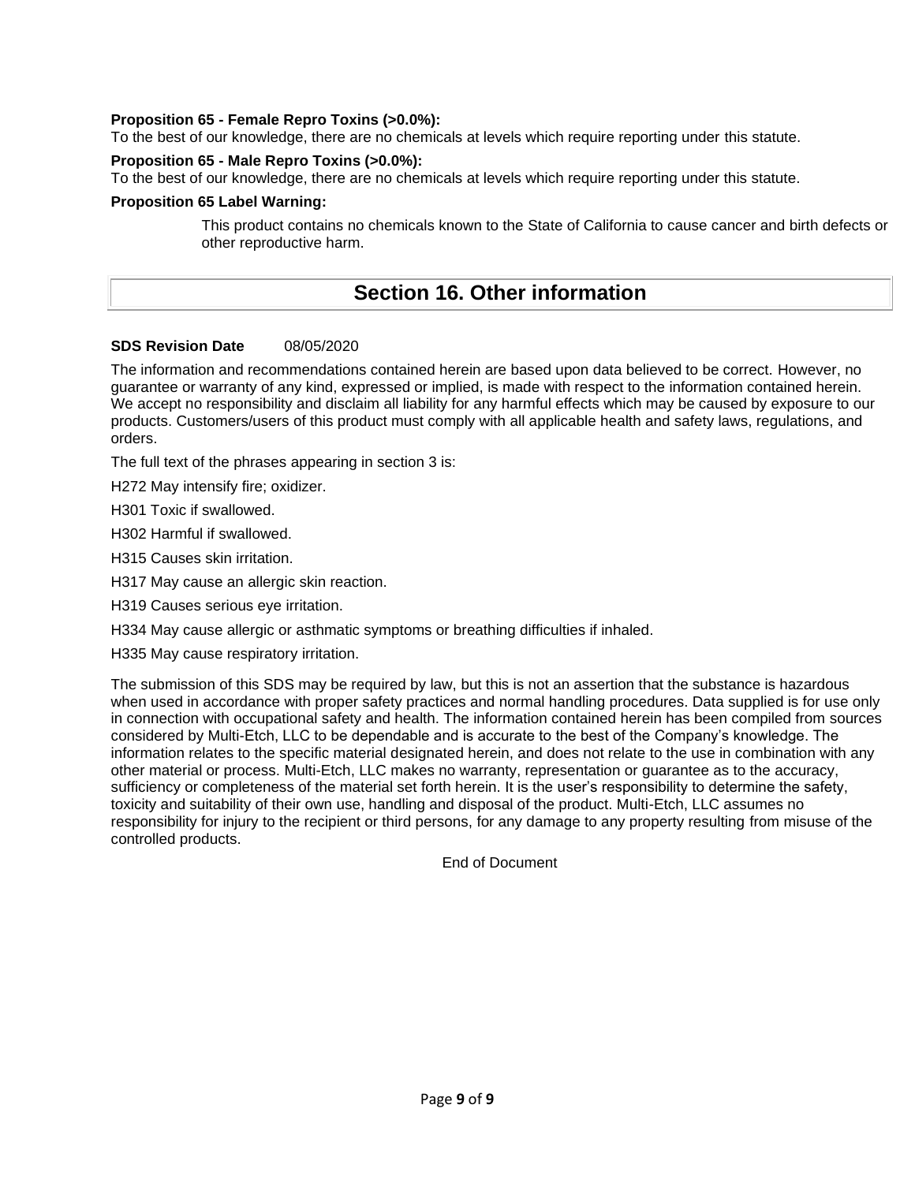**Proposition 65 - Female Repro Toxins (>0.0%):**

To the best of our knowledge, there are no chemicals at levels which require reporting under this statute.

**Proposition 65 - Male Repro Toxins (>0.0%):**

To the best of our knowledge, there are no chemicals at levels which require reporting under this statute.

**Proposition 65 Label Warning:**

This product contains no chemicals known to the State of California to cause cancer and birth defects or other reproductive harm.

## Section 16. Other information

**SDS Revision Date** 08/05/2020

The information and recommendations contained herein are based upon data believed to be correct. However, no guarantee or warranty of any kind, expressed or implied, is made with respect to the information contained herein. We accept no responsibility and disclaim all liability for any harmful effects which may be caused by exposure to our products. Customers/users of this product must comply with all applicable health and safety laws, regulations, and orders.

The full text of the phrases appearing in section 3 is:

H272 May intensify fire; oxidizer.

H301 Toxic if swallowed.

H302 Harmful if swallowed.

H315 Causes skin irritation.

H317 May cause an allergic skin reaction.

H319 Causes serious eye irritation.

H334 May cause allergic or asthmatic symptoms or breathing difficulties if inhaled.

H335 May cause respiratory irritation.

The submission of this SDS may be required by law, but this is not an assertion that the substance is hazardous when used in accordance with proper safety practices and normal handling procedures. Data supplied is for use only in connection with occupational safety and health. The information contained herein has been compiled from sources considered by Multi-Etch, LLC to be dependable and is accurate to the best of the Company's knowledge. The information relates to the specific material designated herein, and does not relate to the use in combination with any other material or process. Multi-Etch, LLC makes no warranty, representation or guarantee as to the accuracy, sufficiency or completeness of the material set forth herein. It is the user's responsibility to determine the safety, toxicity and suitability of their own use, handling and disposal of the product. Multi-Etch, LLC assumes no responsibility for injury to the recipient or third persons, for any damage to any property resulting from misuse of the controlled products.

End of Document